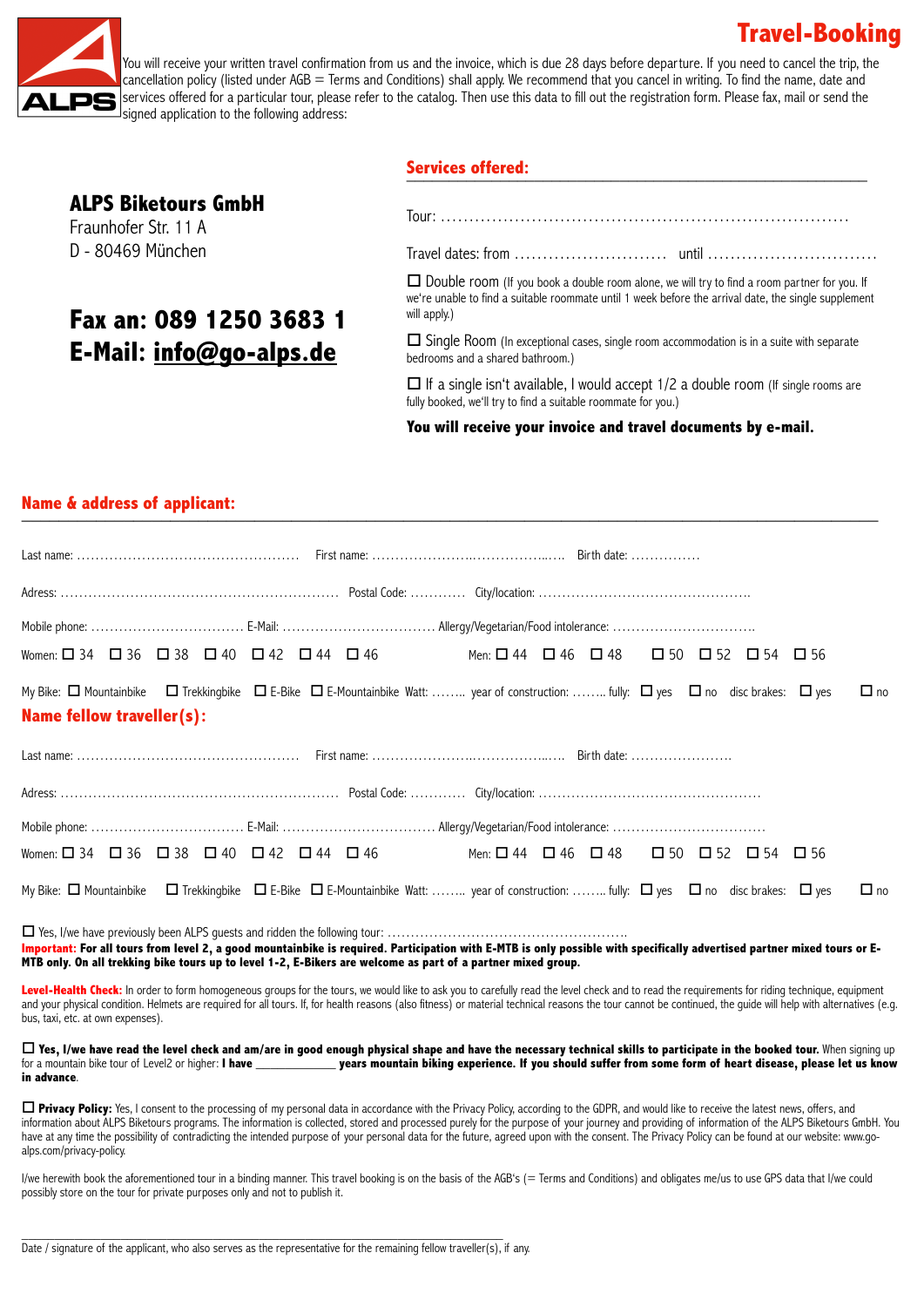# Travel-Booking

You will receive your written travel confirmation from us and the invoice, which is due 28 days before departure. If you need to cancel the trip, the cancellation policy (listed under AGB = Terms and Conditions) shall apply. We recommend that you cancel in writing. To find the name, date and services offered for a particular tour, please refer to the catalog. Then use this data to fill out the registration form. Please fax, mail or send the signed application to the following address:

**ALPS Biketours GmbH**
Fraunhofer Str. 11 A
D - 80469 München

**Fax an: 089 1250 3683 1**
**E-Mail: info@go-alps.de**

## Services offered:

Tour: ........................................................................

Travel dates: from ........................... until ..............................

☐ Double room (If you book a double room alone, we will try to find a room partner for you. If we're unable to find a suitable roommate until 1 week before the arrival date, the single supplement will apply.)

☐ Single Room (In exceptional cases, single room accommodation is in a suite with separate bedrooms and a shared bathroom.)

☐ If a single isn't available, I would accept 1/2 a double room (If single rooms are fully booked, we'll try to find a suitable roommate for you.)

**You will receive your invoice and travel documents by e-mail.**

## Name & address of applicant:

Last name: ............................................... First name: ........................................ Birth date: ...............

Adress: .......................................................... Postal Code: ............ City/location: ............................................

Mobile phone: ................................ E-Mail: ................................ Allergy/Vegetarian/Food intolerance: ..............................

Women: ☐ 34 ☐ 36 ☐ 38 ☐ 40 ☐ 42 ☐ 44 ☐ 46 Men: ☐ 44 ☐ 46 ☐ 48 ☐ 50 ☐ 52 ☐ 54 ☐ 56

My Bike: ☐ Mountainbike ☐ Trekkingbike ☐ E-Bike ☐ E-Mountainbike Watt: …….. year of construction: …….. fully: ☐ yes ☐ no disc brakes: ☐ yes ☐ no

## Name fellow traveller(s):

Last name: ............................................... First name: ........................................ Birth date: ......................

Adress: .......................................................... Postal Code: ............ City/location: ..............................................

Mobile phone: ................................ E-Mail: ................................ Allergy/Vegetarian/Food intolerance: ................................

Women: ☐ 34 ☐ 36 ☐ 38 ☐ 40 ☐ 42 ☐ 44 ☐ 46 Men: ☐ 44 ☐ 46 ☐ 48 ☐ 50 ☐ 52 ☐ 54 ☐ 56

My Bike: ☐ Mountainbike ☐ Trekkingbike ☐ E-Bike ☐ E-Mountainbike Watt: …….. year of construction: …….. fully: ☐ yes ☐ no disc brakes: ☐ yes ☐ no

☐ Yes, I/we have previously been ALPS guests and ridden the following tour: .................................................

**Important: For all tours from level 2, a good mountainbike is required. Participation with E-MTB is only possible with specifically advertised partner mixed tours or E-MTB only. On all trekking bike tours up to level 1-2, E-Bikers are welcome as part of a partner mixed group.**

**Level-Health Check:** In order to form homogeneous groups for the tours, we would like to ask you to carefully read the level check and to read the requirements for riding technique, equipment and your physical condition. Helmets are required for all tours. If, for health reasons (also fitness) or material technical reasons the tour cannot be continued, the guide will help with alternatives (e.g. bus, taxi, etc. at own expenses).

☐ **Yes, I/we have read the level check and am/are in good enough physical shape and have the necessary technical skills to participate in the booked tour.** When signing up for a mountain bike tour of Level2 or higher: **I have _____________ years mountain biking experience. If you should suffer from some form of heart disease, please let us know in advance**.

☐ **Privacy Policy:** Yes, I consent to the processing of my personal data in accordance with the Privacy Policy, according to the GDPR, and would like to receive the latest news, offers, and information about ALPS Biketours programs. The information is collected, stored and processed purely for the purpose of your journey and providing of information of the ALPS Biketours GmbH. You have at any time the possibility of contradicting the intended purpose of your personal data for the future, agreed upon with the consent. The Privacy Policy can be found at our website: www.go-alps.com/privacy-policy.

I/we herewith book the aforementioned tour in a binding manner. This travel booking is on the basis of the AGB's (= Terms and Conditions) and obligates me/us to use GPS data that I/we could possibly store on the tour for private purposes only and not to publish it.

_______________________________________________

Date / signature of the applicant, who also serves as the representative for the remaining fellow traveller(s), if any.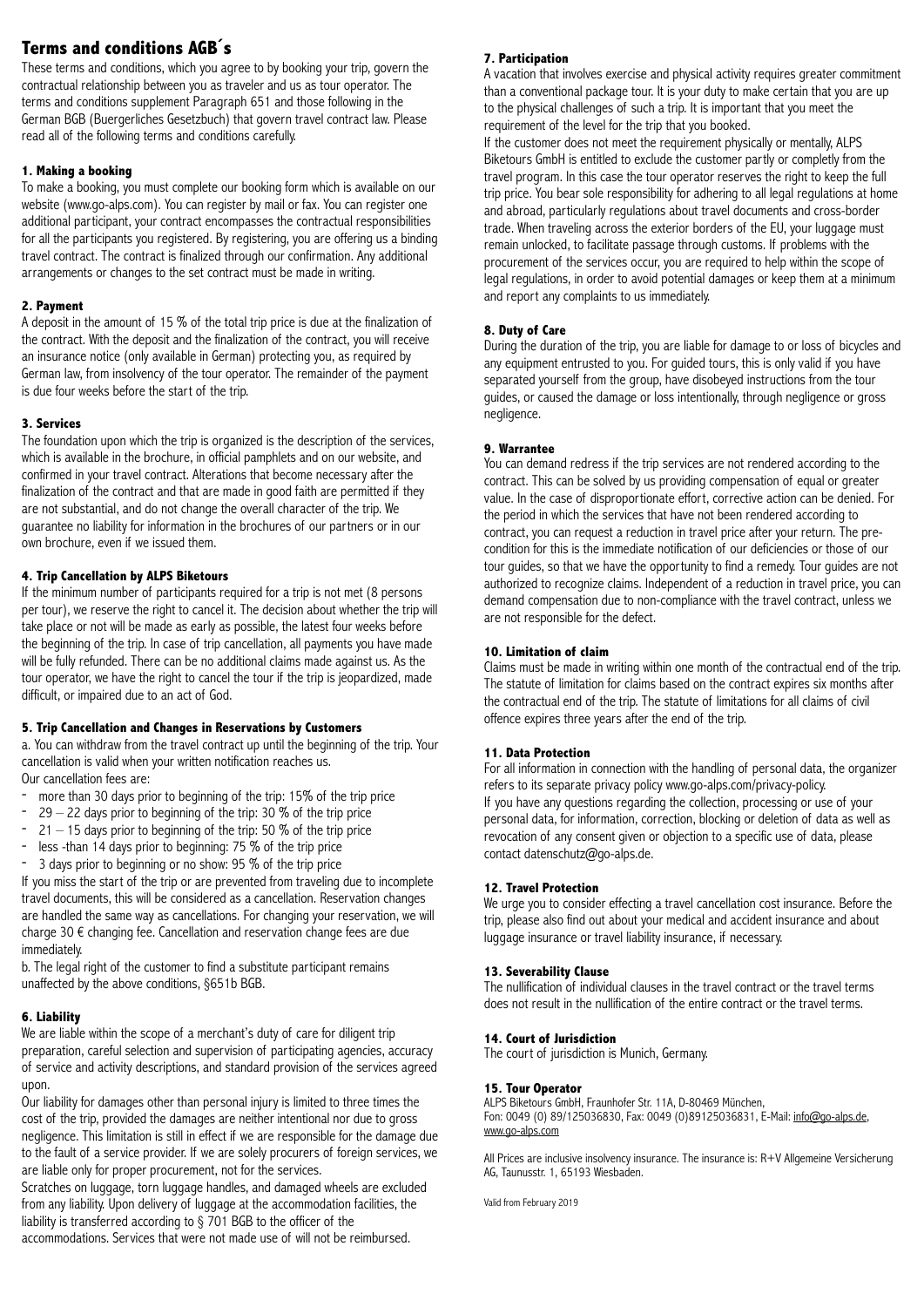# Terms and conditions AGB´s

These terms and conditions, which you agree to by booking your trip, govern the contractual relationship between you as traveler and us as tour operator. The terms and conditions supplement Paragraph 651 and those following in the German BGB (Buergerliches Gesetzbuch) that govern travel contract law. Please read all of the following terms and conditions carefully.

### 1. Making a booking

To make a booking, you must complete our booking form which is available on our website (www.go-alps.com). You can register by mail or fax. You can register one additional participant, your contract encompasses the contractual responsibilities for all the participants you registered. By registering, you are offering us a binding travel contract. The contract is finalized through our confirmation. Any additional arrangements or changes to the set contract must be made in writing.

### 2. Payment

A deposit in the amount of 15 % of the total trip price is due at the finalization of the contract. With the deposit and the finalization of the contract, you will receive an insurance notice (only available in German) protecting you, as required by German law, from insolvency of the tour operator. The remainder of the payment is due four weeks before the start of the trip.

### 3. Services

The foundation upon which the trip is organized is the description of the services, which is available in the brochure, in official pamphlets and on our website, and confirmed in your travel contract. Alterations that become necessary after the finalization of the contract and that are made in good faith are permitted if they are not substantial, and do not change the overall character of the trip. We guarantee no liability for information in the brochures of our partners or in our own brochure, even if we issued them.

### 4. Trip Cancellation by ALPS Biketours

If the minimum number of participants required for a trip is not met (8 persons per tour), we reserve the right to cancel it. The decision about whether the trip will take place or not will be made as early as possible, the latest four weeks before the beginning of the trip. In case of trip cancellation, all payments you have made will be fully refunded. There can be no additional claims made against us. As the tour operator, we have the right to cancel the tour if the trip is jeopardized, made difficult, or impaired due to an act of God.

### 5. Trip Cancellation and Changes in Reservations by Customers

a. You can withdraw from the travel contract up until the beginning of the trip. Your cancellation is valid when your written notification reaches us.
Our cancellation fees are:

- more than 30 days prior to beginning of the trip: 15% of the trip price
- 29 – 22 days prior to beginning of the trip: 30 % of the trip price
- 21 – 15 days prior to beginning of the trip: 50 % of the trip price
- less -than 14 days prior to beginning: 75 % of the trip price
- 3 days prior to beginning or no show: 95 % of the trip price

If you miss the start of the trip or are prevented from traveling due to incomplete travel documents, this will be considered as a cancellation. Reservation changes are handled the same way as cancellations. For changing your reservation, we will charge 30 € changing fee. Cancellation and reservation change fees are due immediately.

b. The legal right of the customer to find a substitute participant remains unaffected by the above conditions, §651b BGB.

### 6. Liability

We are liable within the scope of a merchant's duty of care for diligent trip preparation, careful selection and supervision of participating agencies, accuracy of service and activity descriptions, and standard provision of the services agreed upon.

Our liability for damages other than personal injury is limited to three times the cost of the trip, provided the damages are neither intentional nor due to gross negligence. This limitation is still in effect if we are responsible for the damage due to the fault of a service provider. If we are solely procurers of foreign services, we are liable only for proper procurement, not for the services.

Scratches on luggage, torn luggage handles, and damaged wheels are excluded from any liability. Upon delivery of luggage at the accommodation facilities, the liability is transferred according to § 701 BGB to the officer of the accommodations. Services that were not made use of will not be reimbursed.

### 7. Participation

A vacation that involves exercise and physical activity requires greater commitment than a conventional package tour. It is your duty to make certain that you are up to the physical challenges of such a trip. It is important that you meet the requirement of the level for the trip that you booked.

If the customer does not meet the requirement physically or mentally, ALPS Biketours GmbH is entitled to exclude the customer partly or completly from the travel program. In this case the tour operator reserves the right to keep the full trip price. You bear sole responsibility for adhering to all legal regulations at home and abroad, particularly regulations about travel documents and cross-border trade. When traveling across the exterior borders of the EU, your luggage must remain unlocked, to facilitate passage through customs. If problems with the procurement of the services occur, you are required to help within the scope of legal regulations, in order to avoid potential damages or keep them at a minimum and report any complaints to us immediately.

### 8. Duty of Care

During the duration of the trip, you are liable for damage to or loss of bicycles and any equipment entrusted to you. For guided tours, this is only valid if you have separated yourself from the group, have disobeyed instructions from the tour guides, or caused the damage or loss intentionally, through negligence or gross negligence.

### 9. Warrantee

You can demand redress if the trip services are not rendered according to the contract. This can be solved by us providing compensation of equal or greater value. In the case of disproportionate effort, corrective action can be denied. For the period in which the services that have not been rendered according to contract, you can request a reduction in travel price after your return. The precondition for this is the immediate notification of our deficiencies or those of our tour guides, so that we have the opportunity to find a remedy. Tour guides are not authorized to recognize claims. Independent of a reduction in travel price, you can demand compensation due to non-compliance with the travel contract, unless we are not responsible for the defect.

### 10. Limitation of claim

Claims must be made in writing within one month of the contractual end of the trip. The statute of limitation for claims based on the contract expires six months after the contractual end of the trip. The statute of limitations for all claims of civil offence expires three years after the end of the trip.

### 11. Data Protection

For all information in connection with the handling of personal data, the organizer refers to its separate privacy policy www.go-alps.com/privacy-policy.
If you have any questions regarding the collection, processing or use of your personal data, for information, correction, blocking or deletion of data as well as revocation of any consent given or objection to a specific use of data, please contact datenschutz@go-alps.de.

### 12. Travel Protection

We urge you to consider effecting a travel cancellation cost insurance. Before the trip, please also find out about your medical and accident insurance and about luggage insurance or travel liability insurance, if necessary.

### 13. Severability Clause

The nullification of individual clauses in the travel contract or the travel terms does not result in the nullification of the entire contract or the travel terms.

### 14. Court of Jurisdiction

The court of jurisdiction is Munich, Germany.

### 15. Tour Operator

ALPS Biketours GmbH, Fraunhofer Str. 11A, D-80469 München,
Fon: 0049 (0) 89/125036830, Fax: 0049 (0)89125036831, E-Mail: info@go-alps.de, www.go-alps.com

All Prices are inclusive insolvency insurance. The insurance is: R+V Allgemeine Versicherung AG, Taunusstr. 1, 65193 Wiesbaden.

Valid from February 2019